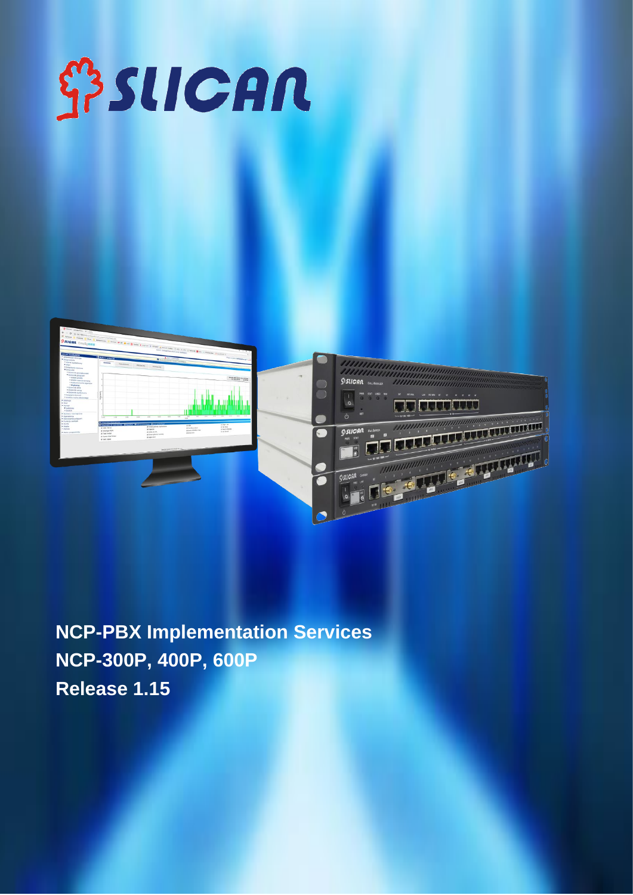**NCP-PBX Implementation Services**

**NCP-300P, 400P, 600P**

**Release 1.15**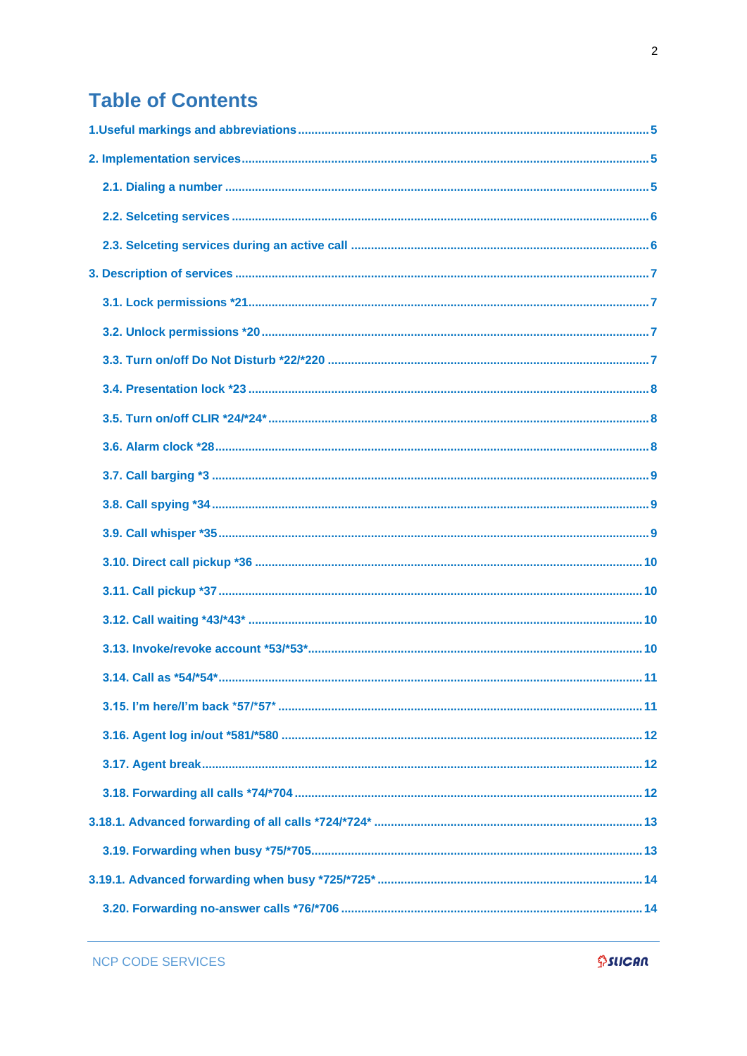# Table of Contents

1.Useful markings and abbreviations ........................................ 5

2. Implementation services ........................................ 5

- 2.1. Dialing a number ........................................ 5
- 2.2. Selceting services ........................................ 6
- 2.3. Selceting services during an active call ........................................ 6

3. Description of services ........................................ 7

- 3.1. Lock permissions *21 ........................................ 7
- 3.2. Unlock permissions *20 ........................................ 7
- 3.3. Turn on/off Do Not Disturb *22/*220 ........................................ 7
- 3.4. Presentation lock *23 ........................................ 8
- 3.5. Turn on/off CLIR *24/*24* ........................................ 8
- 3.6. Alarm clock *28 ........................................ 8
- 3.7. Call barging *3 ........................................ 9
- 3.8. Call spying *34 ........................................ 9
- 3.9. Call whisper *35 ........................................ 9
- 3.10. Direct call pickup *36 ........................................ 10
- 3.11. Call pickup *37 ........................................ 10
- 3.12. Call waiting *43/*43* ........................................ 10
- 3.13. Invoke/revoke account *53/*53* ........................................ 10
- 3.14. Call as *54/*54* ........................................ 11
- 3.15. I'm here/I'm back *57/*57* ........................................ 11
- 3.16. Agent log in/out *581/*580 ........................................ 12
- 3.17. Agent break ........................................ 12
- 3.18. Forwarding all calls *74/*704 ........................................ 12

3.18.1. Advanced forwarding of all calls *724/*724* ........................................ 13

- 3.19. Forwarding when busy *75/*705 ........................................ 13

3.19.1. Advanced forwarding when busy *725/*725* ........................................ 14

- 3.20. Forwarding no-answer calls *76/*706 ........................................ 14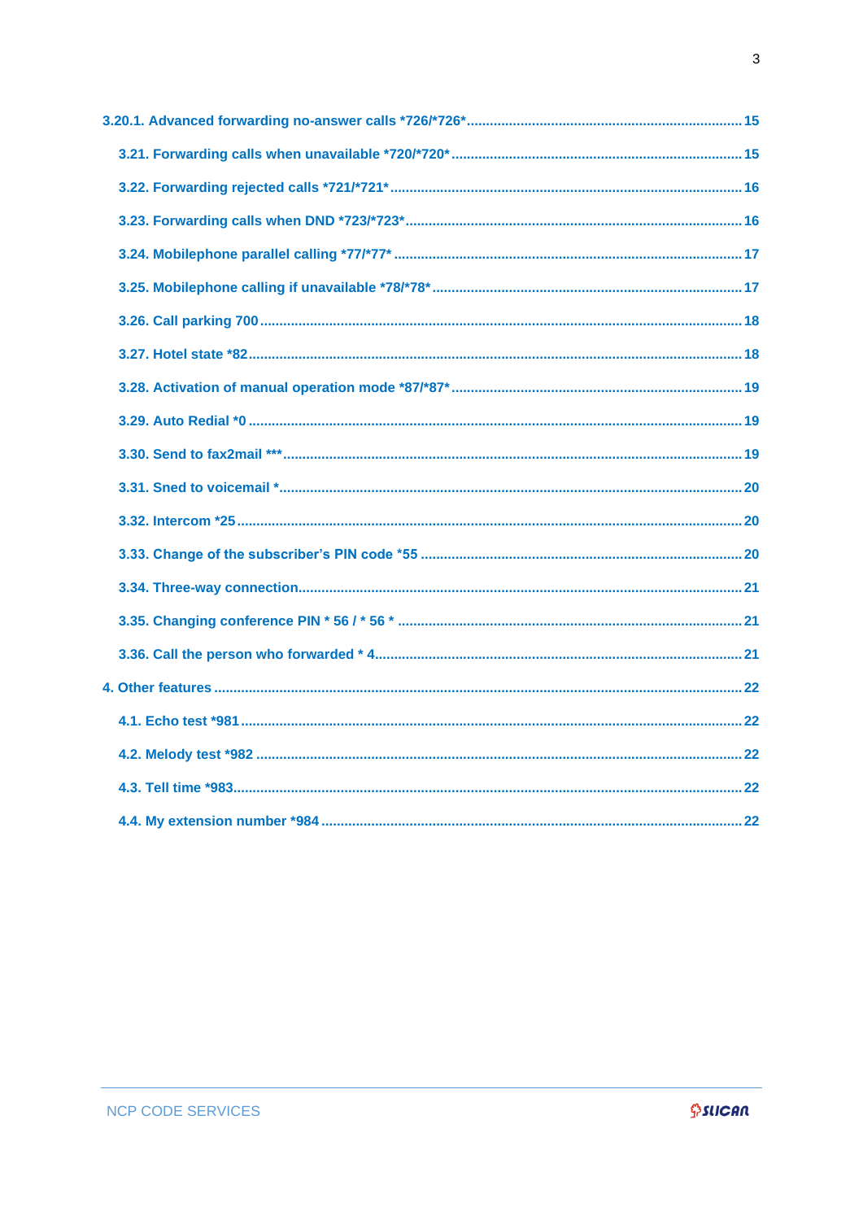3.20.1. Advanced forwarding no-answer calls *726/*726* ........................................ 15

3.21. Forwarding calls when unavailable *720/*720* ........................................ 15

3.22. Forwarding rejected calls *721/*721* ........................................ 16

3.23. Forwarding calls when DND *723/*723* ........................................ 16

3.24. Mobilephone parallel calling *77/*77* ........................................ 17

3.25. Mobilephone calling if unavailable *78/*78* ........................................ 17

3.26. Call parking 700 ........................................ 18

3.27. Hotel state *82 ........................................ 18

3.28. Activation of manual operation mode *87/*87* ........................................ 19

3.29. Auto Redial *0 ........................................ 19

3.30. Send to fax2mail *** ........................................ 19

3.31. Sned to voicemail * ........................................ 20

3.32. Intercom *25 ........................................ 20

3.33. Change of the subscriber's PIN code *55 ........................................ 20

3.34. Three-way connection ........................................ 21

3.35. Changing conference PIN * 56 / * 56 * ........................................ 21

3.36. Call the person who forwarded * 4 ........................................ 21

4. Other features ........................................ 22

4.1. Echo test *981 ........................................ 22

4.2. Melody test *982 ........................................ 22

4.3. Tell time *983 ........................................ 22

4.4. My extension number *984 ........................................ 22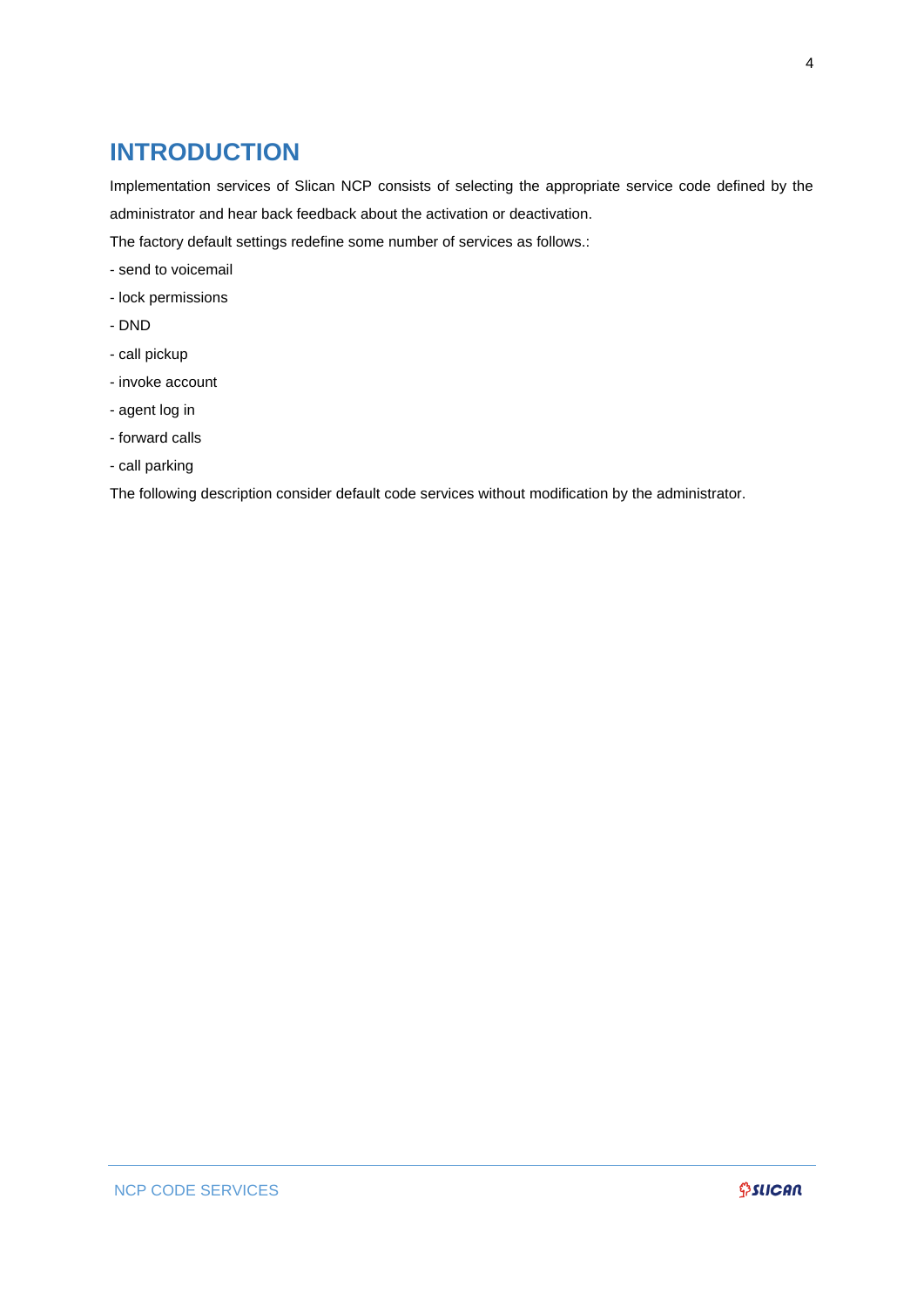# INTRODUCTION

Implementation services of Slican NCP consists of selecting the appropriate service code defined by the administrator and hear back feedback about the activation or deactivation.

The factory default settings redefine some number of services as follows.:

- send to voicemail
- lock permissions
- DND
- call pickup
- invoke account
- agent log in
- forward calls
- call parking

The following description consider default code services without modification by the administrator.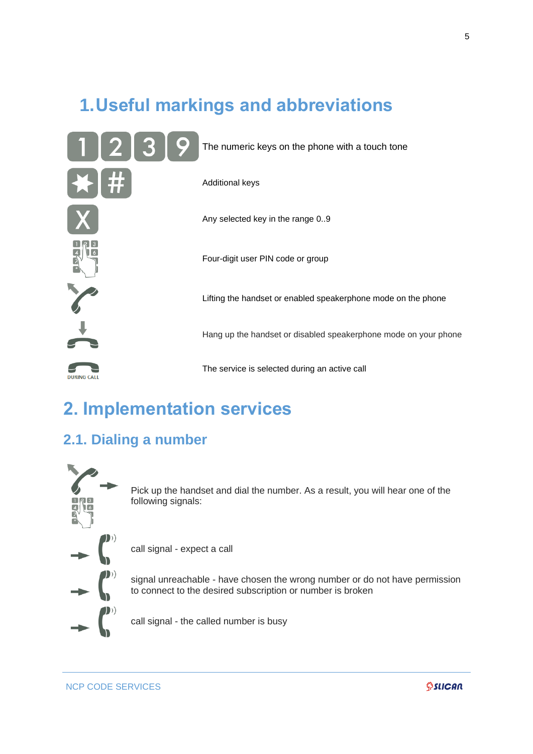# 1. Useful markings and abbreviations

| Symbol | Description |
| --- | --- |
| 1 2 3 9 | The numeric keys on the phone with a touch tone |
| * # | Additional keys |
| X | Any selected key in the range 0..9 |
| | Four-digit user PIN code or group |
| | Lifting the handset or enabled speakerphone mode on the phone |
| | Hang up the handset or disabled speakerphone mode on your phone |
| DURING CALL | The service is selected during an active call |

# 2. Implementation services

## 2.1. Dialing a number

Pick up the handset and dial the number. As a result, you will hear one of the following signals:

- call signal - expect a call
- signal unreachable - have chosen the wrong number or do not have permission to connect to the desired subscription or number is broken
- call signal - the called number is busy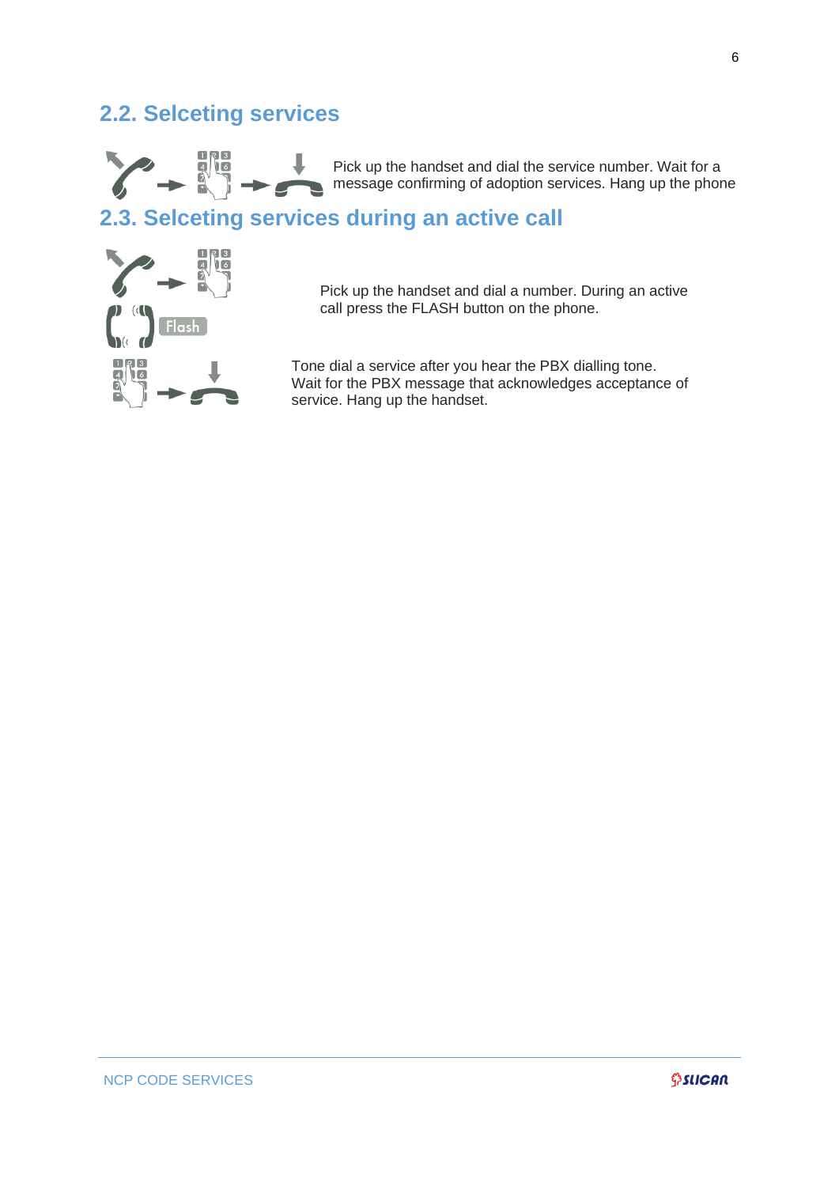## 2.2. Selceting services

Pick up the handset and dial the service number. Wait for a message confirming of adoption services. Hang up the phone

## 2.3. Selceting services during an active call

Pick up the handset and dial a number. During an active call press the FLASH button on the phone.

Tone dial a service after you hear the PBX dialling tone. Wait for the PBX message that acknowledges acceptance of service. Hang up the handset.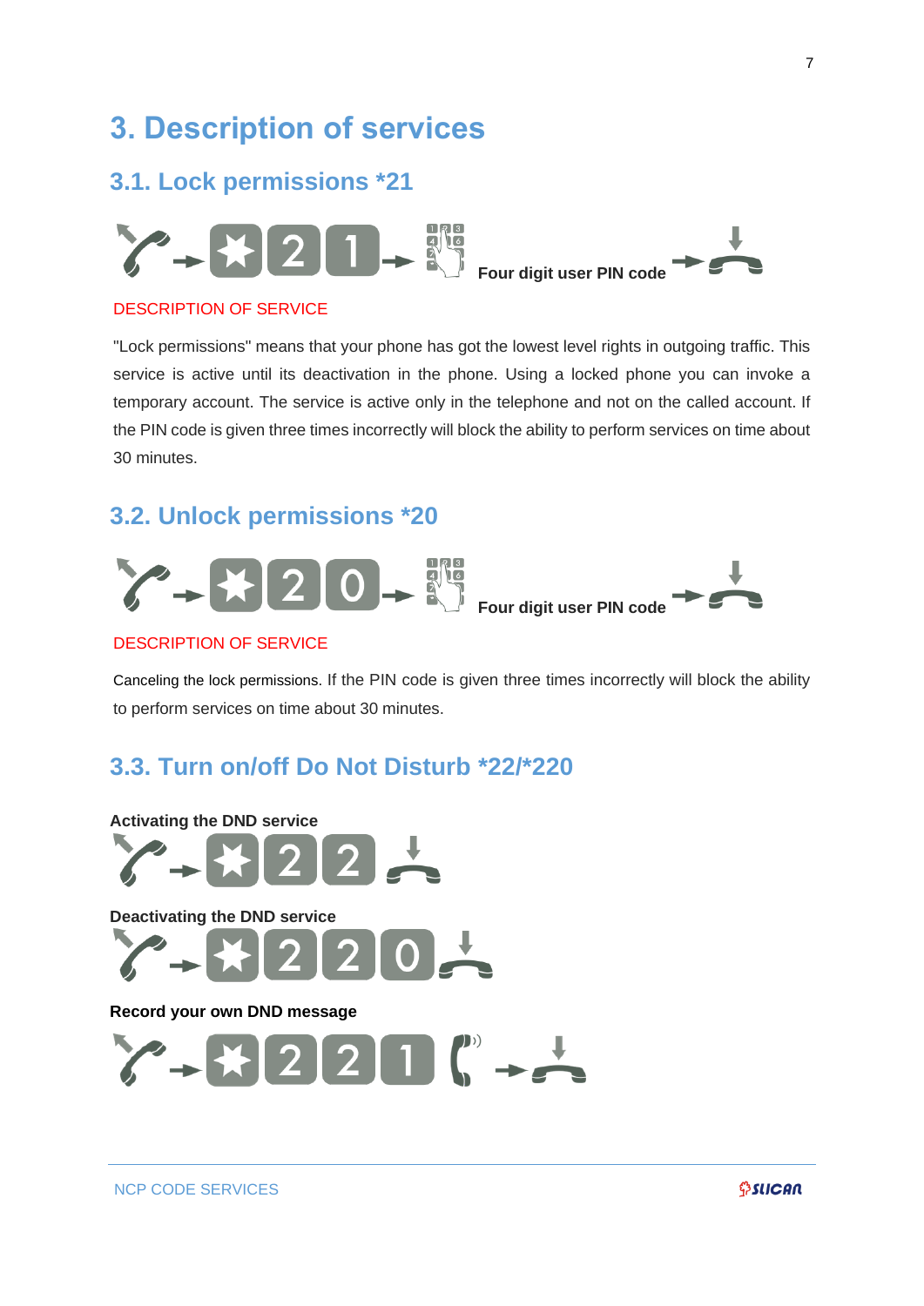# 3. Description of services

## 3.1. Lock permissions *21

Four digit user PIN code

DESCRIPTION OF SERVICE

"Lock permissions" means that your phone has got the lowest level rights in outgoing traffic. This service is active until its deactivation in the phone. Using a locked phone you can invoke a temporary account. The service is active only in the telephone and not on the called account. If the PIN code is given three times incorrectly will block the ability to perform services on time about 30 minutes.

## 3.2. Unlock permissions *20

Four digit user PIN code

DESCRIPTION OF SERVICE

Canceling the lock permissions. If the PIN code is given three times incorrectly will block the ability to perform services on time about 30 minutes.

## 3.3. Turn on/off Do Not Disturb *22/*220

**Activating the DND service**

**Deactivating the DND service**

**Record your own DND message**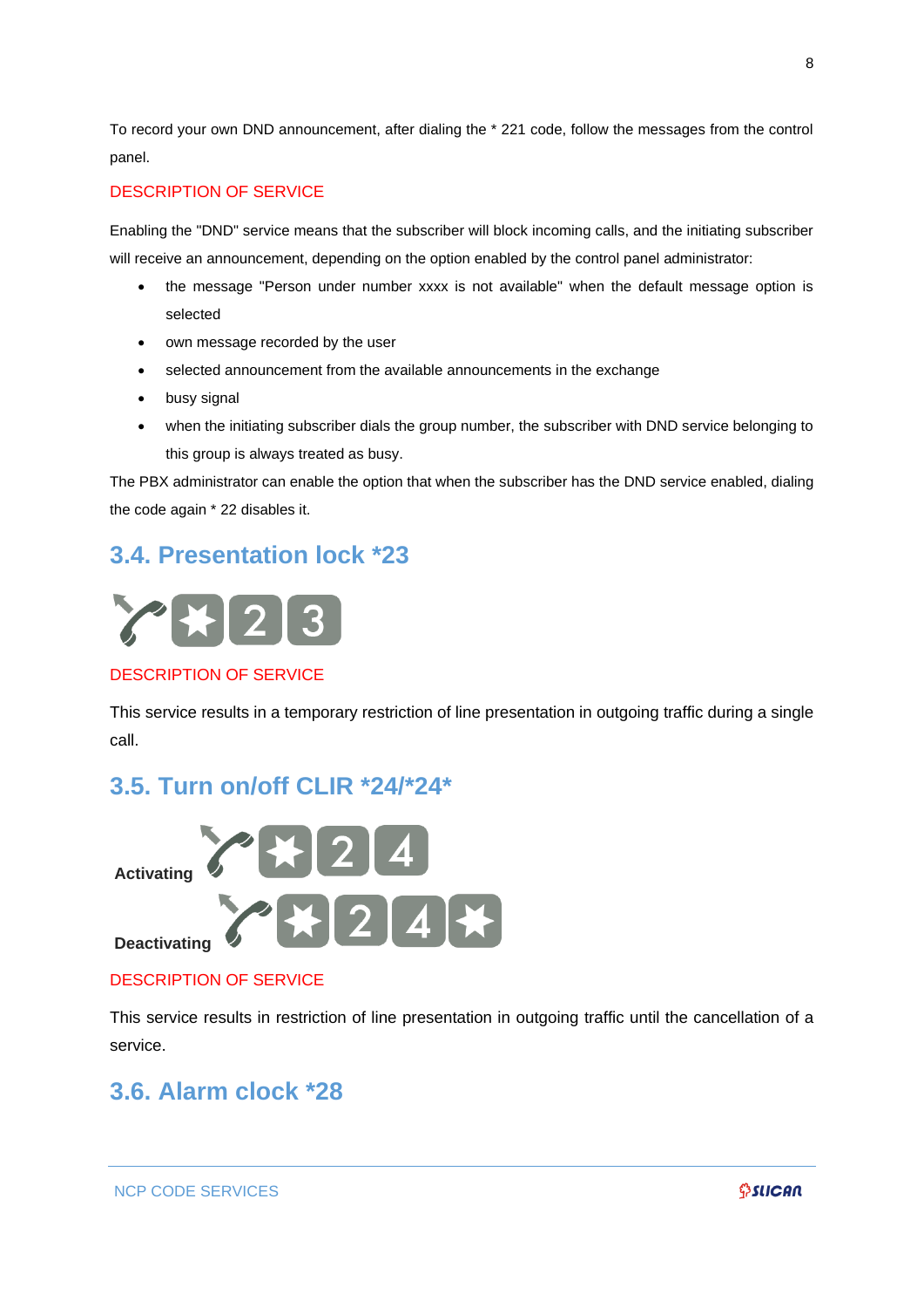To record your own DND announcement, after dialing the * 221 code, follow the messages from the control panel.

DESCRIPTION OF SERVICE

Enabling the "DND" service means that the subscriber will block incoming calls, and the initiating subscriber will receive an announcement, depending on the option enabled by the control panel administrator:

- the message "Person under number xxxx is not available" when the default message option is selected
- own message recorded by the user
- selected announcement from the available announcements in the exchange
- busy signal
- when the initiating subscriber dials the group number, the subscriber with DND service belonging to this group is always treated as busy.

The PBX administrator can enable the option that when the subscriber has the DND service enabled, dialing the code again * 22 disables it.

## 3.4. Presentation lock *23

*23

DESCRIPTION OF SERVICE

This service results in a temporary restriction of line presentation in outgoing traffic during a single call.

## 3.5. Turn on/off CLIR *24/*24*

**Activating** *24

**Deactivating** *24*

DESCRIPTION OF SERVICE

This service results in restriction of line presentation in outgoing traffic until the cancellation of a service.

## 3.6. Alarm clock *28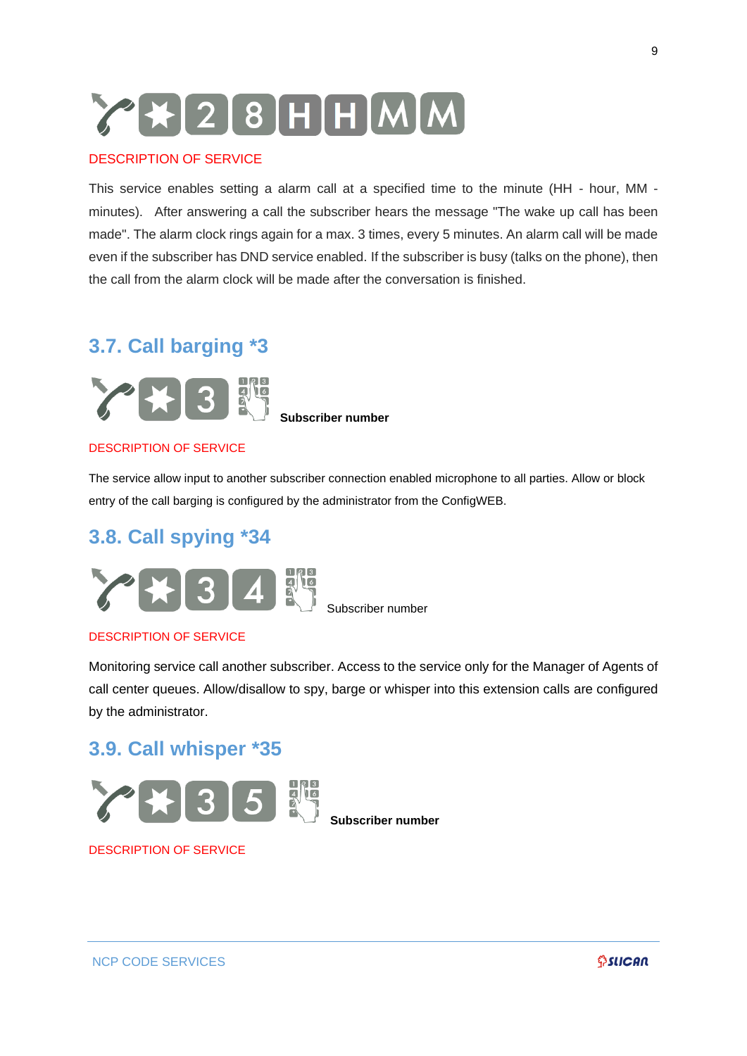*28HHMM

DESCRIPTION OF SERVICE

This service enables setting a alarm call at a specified time to the minute (HH - hour, MM - minutes). After answering a call the subscriber hears the message "The wake up call has been made". The alarm clock rings again for a max. 3 times, every 5 minutes. An alarm call will be made even if the subscriber has DND service enabled. If the subscriber is busy (talks on the phone), then the call from the alarm clock will be made after the conversation is finished.

## 3.7. Call barging *3

*3 **Subscriber number**

DESCRIPTION OF SERVICE

The service allow input to another subscriber connection enabled microphone to all parties. Allow or block entry of the call barging is configured by the administrator from the ConfigWEB.

## 3.8. Call spying *34

*34 Subscriber number

DESCRIPTION OF SERVICE

Monitoring service call another subscriber. Access to the service only for the Manager of Agents of call center queues. Allow/disallow to spy, barge or whisper into this extension calls are configured by the administrator.

## 3.9. Call whisper *35

*35 **Subscriber number**

DESCRIPTION OF SERVICE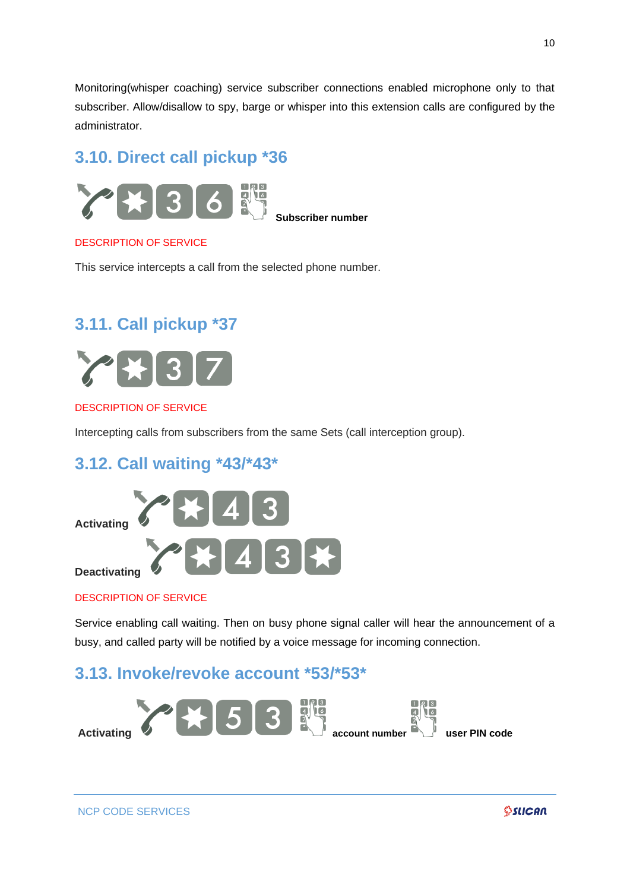Monitoring(whisper coaching) service subscriber connections enabled microphone only to that subscriber. Allow/disallow to spy, barge or whisper into this extension calls are configured by the administrator.

## 3.10. Direct call pickup *36

*36 **Subscriber number**

DESCRIPTION OF SERVICE

This service intercepts a call from the selected phone number.

## 3.11. Call pickup *37

*37

DESCRIPTION OF SERVICE

Intercepting calls from subscribers from the same Sets (call interception group).

## 3.12. Call waiting *43/*43*

**Activating** *43

**Deactivating** *43*

DESCRIPTION OF SERVICE

Service enabling call waiting. Then on busy phone signal caller will hear the announcement of a busy, and called party will be notified by a voice message for incoming connection.

## 3.13. Invoke/revoke account *53/*53*

**Activating** *53 **account number** **user PIN code**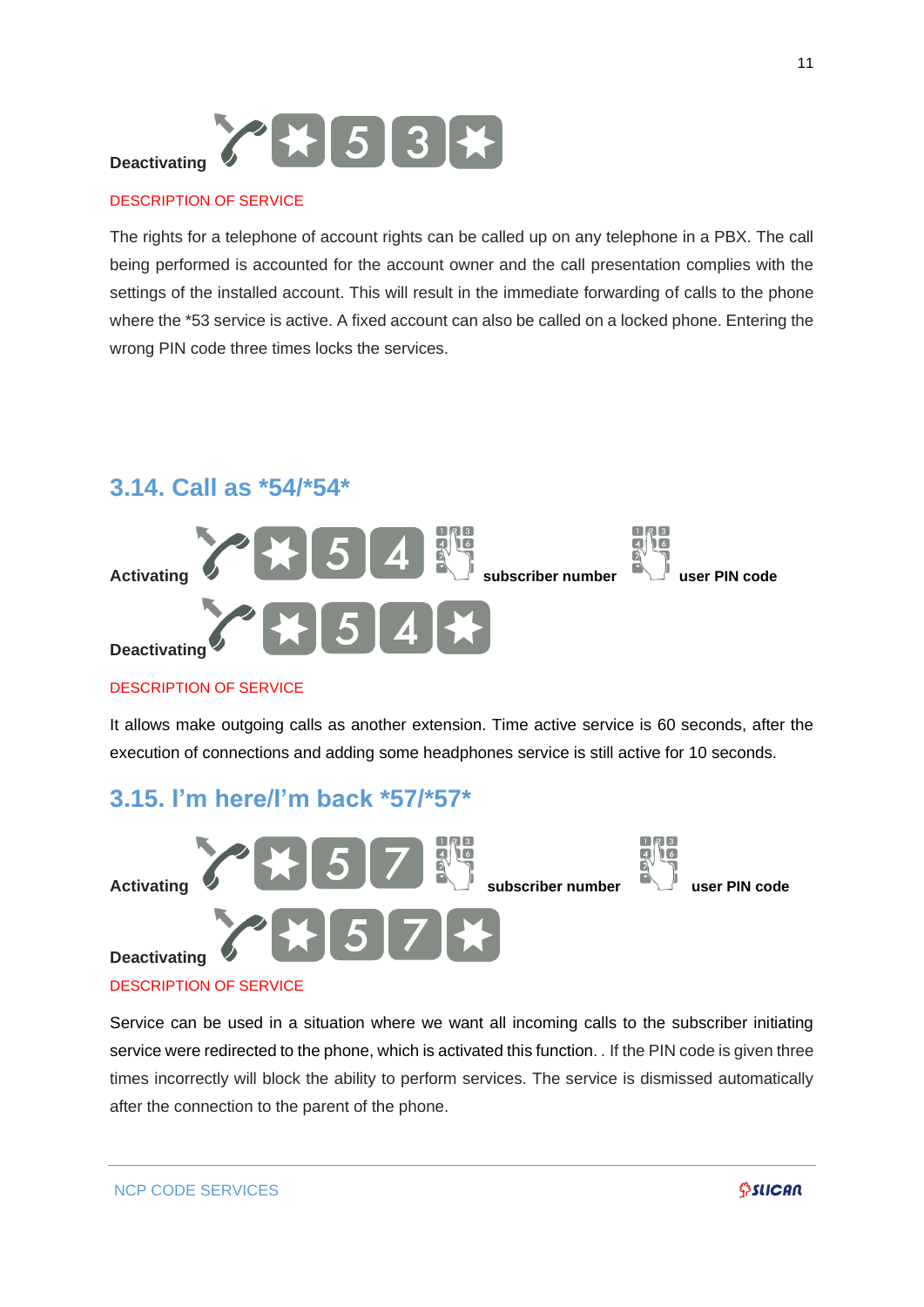Deactivating *53*

DESCRIPTION OF SERVICE

The rights for a telephone of account rights can be called up on any telephone in a PBX. The call being performed is accounted for the account owner and the call presentation complies with the settings of the installed account. This will result in the immediate forwarding of calls to the phone where the *53 service is active. A fixed account can also be called on a locked phone. Entering the wrong PIN code three times locks the services.

## 3.14. Call as *54/*54*

**Activating** *54 **subscriber number** **user PIN code**

**Deactivating** *54*

DESCRIPTION OF SERVICE

It allows make outgoing calls as another extension. Time active service is 60 seconds, after the execution of connections and adding some headphones service is still active for 10 seconds.

## 3.15. I'm here/I'm back *57/*57*

**Activating** *57 **subscriber number** **user PIN code**

**Deactivating** *57*

DESCRIPTION OF SERVICE

Service can be used in a situation where we want all incoming calls to the subscriber initiating service were redirected to the phone, which is activated this function. . If the PIN code is given three times incorrectly will block the ability to perform services. The service is dismissed automatically after the connection to the parent of the phone.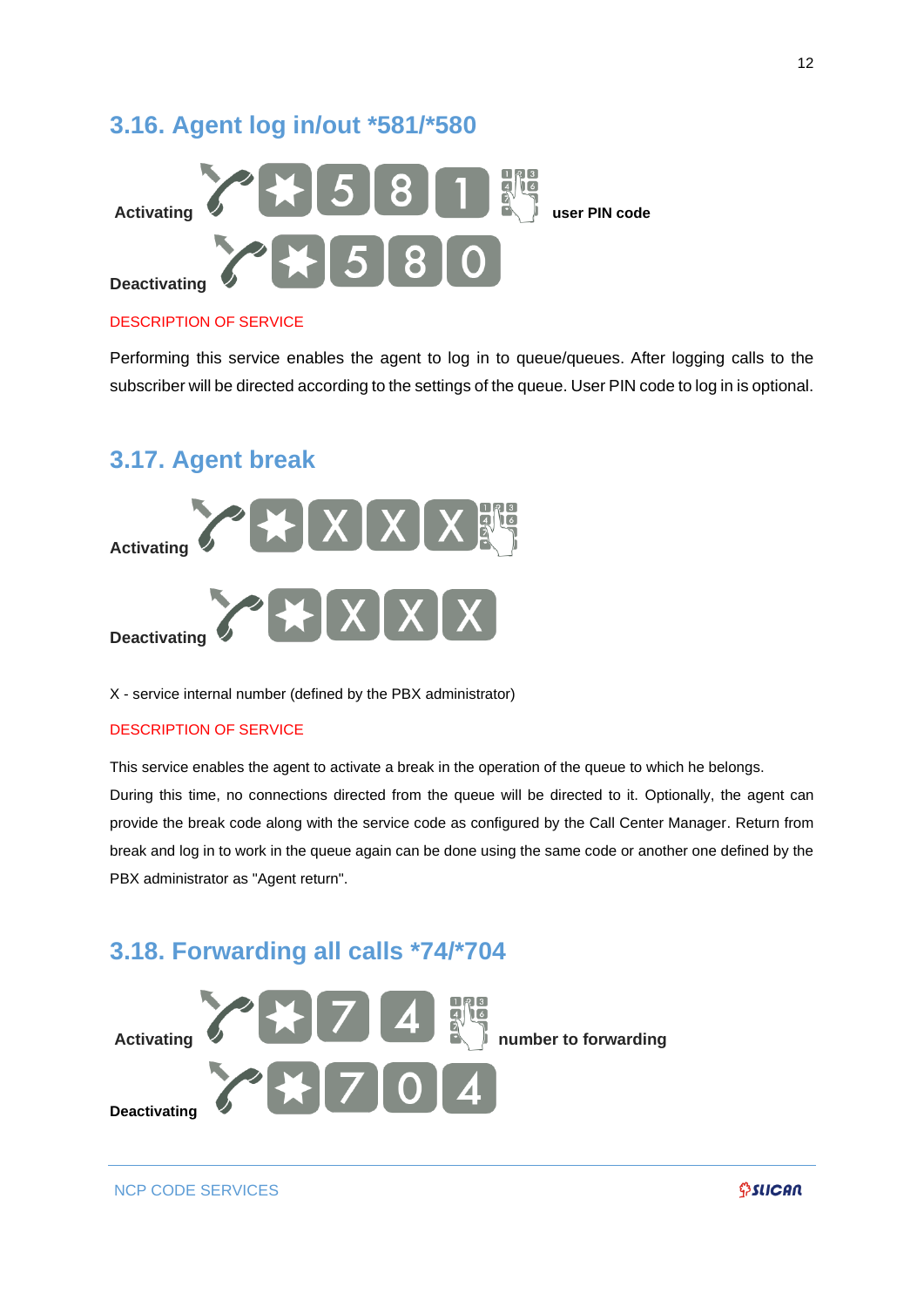## 3.16. Agent log in/out *581/*580

**Activating** *581 **user PIN code**

**Deactivating** *580

DESCRIPTION OF SERVICE

Performing this service enables the agent to log in to queue/queues. After logging calls to the subscriber will be directed according to the settings of the queue. User PIN code to log in is optional.

## 3.17. Agent break

**Activating** *XXX

**Deactivating** *XXX

X - service internal number (defined by the PBX administrator)

DESCRIPTION OF SERVICE

This service enables the agent to activate a break in the operation of the queue to which he belongs. During this time, no connections directed from the queue will be directed to it. Optionally, the agent can provide the break code along with the service code as configured by the Call Center Manager. Return from break and log in to work in the queue again can be done using the same code or another one defined by the PBX administrator as "Agent return".

## 3.18. Forwarding all calls *74/*704

**Activating** *74 **number to forwarding**

**Deactivating** *704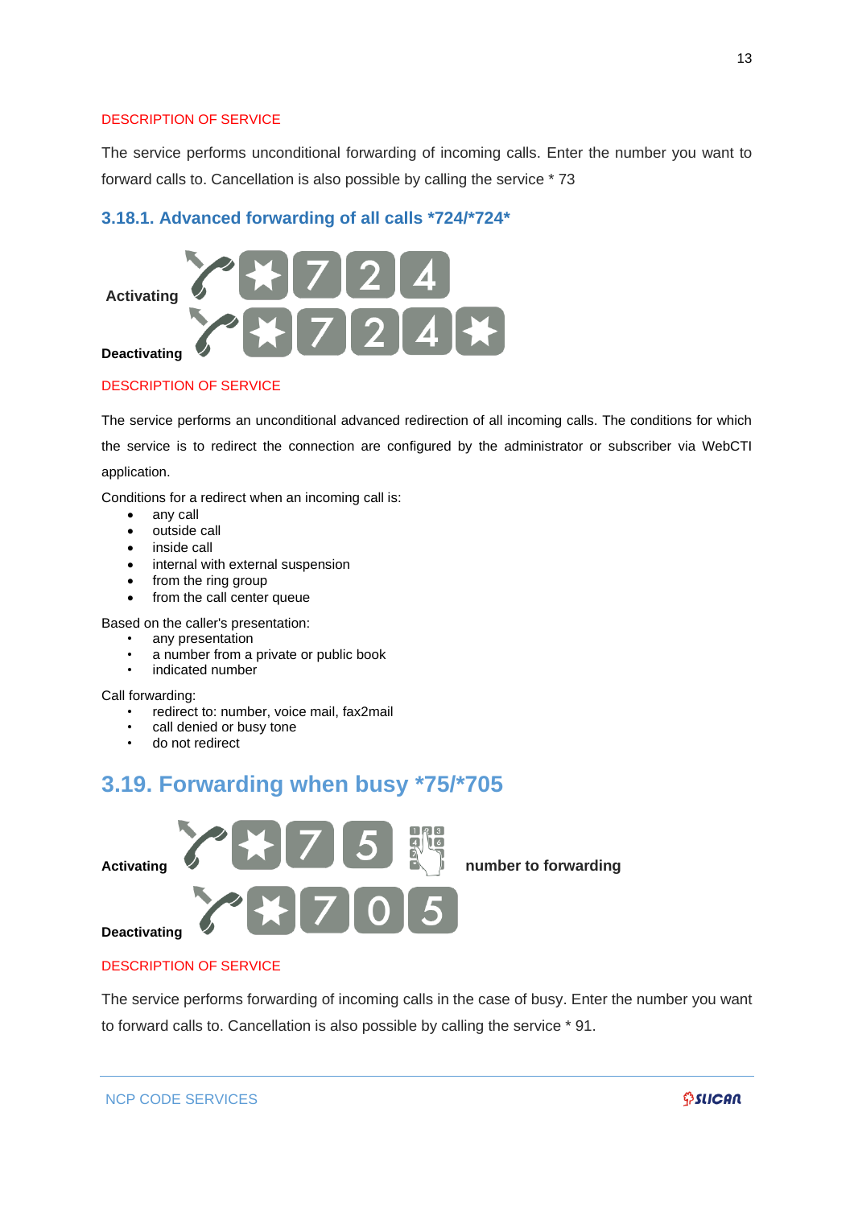DESCRIPTION OF SERVICE

The service performs unconditional forwarding of incoming calls. Enter the number you want to forward calls to. Cancellation is also possible by calling the service * 73

### 3.18.1. Advanced forwarding of all calls *724/*724*

**Activating** *724

**Deactivating** *724*

DESCRIPTION OF SERVICE

The service performs an unconditional advanced redirection of all incoming calls. The conditions for which the service is to redirect the connection are configured by the administrator or subscriber via WebCTI application.

Conditions for a redirect when an incoming call is:

- any call
- outside call
- inside call
- internal with external suspension
- from the ring group
- from the call center queue

Based on the caller's presentation:

- any presentation
- a number from a private or public book
- indicated number

Call forwarding:

- redirect to: number, voice mail, fax2mail
- call denied or busy tone
- do not redirect

## 3.19. Forwarding when busy *75/*705

**Activating** *75 **number to forwarding**

**Deactivating** *705

DESCRIPTION OF SERVICE

The service performs forwarding of incoming calls in the case of busy. Enter the number you want to forward calls to. Cancellation is also possible by calling the service * 91.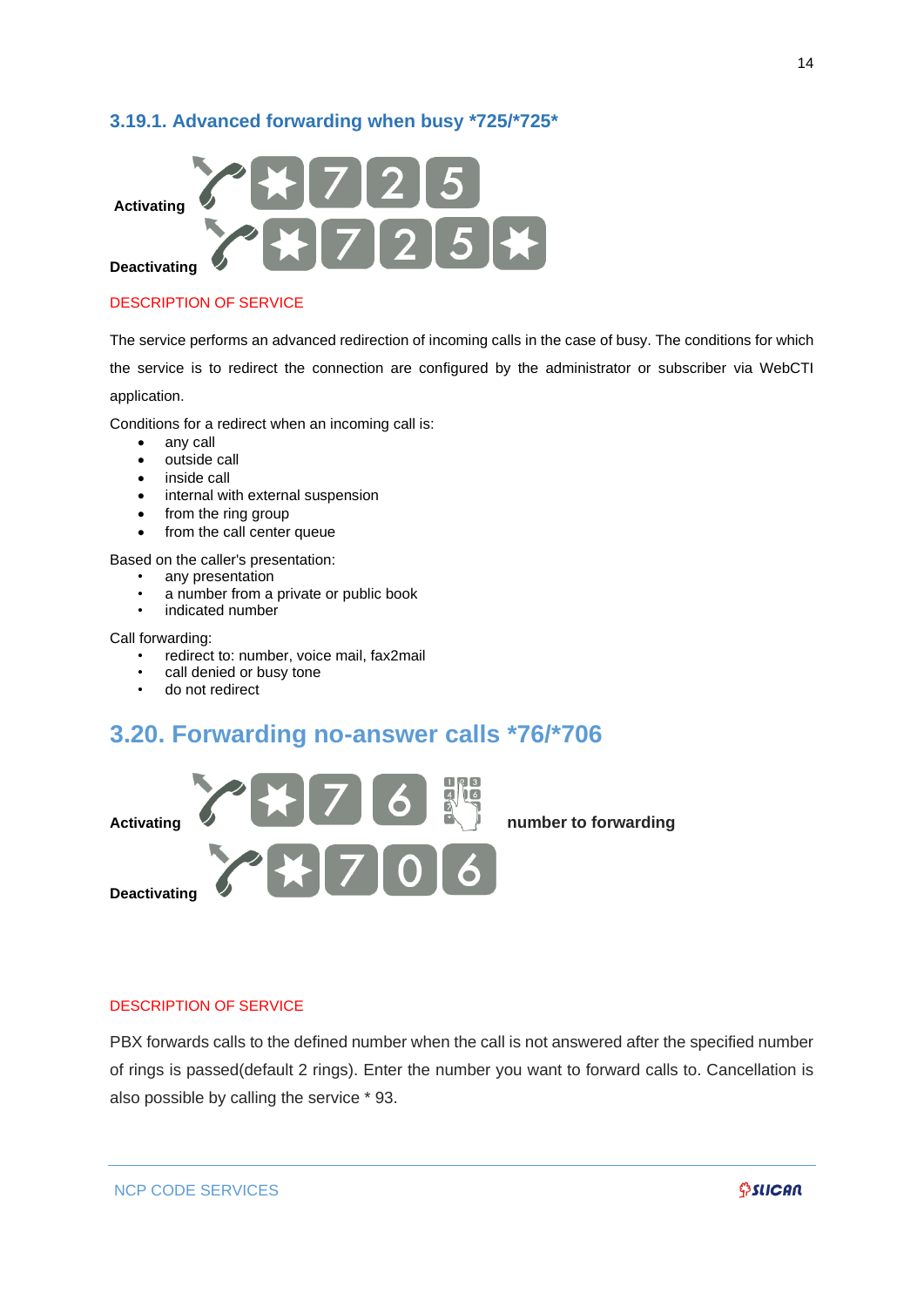### 3.19.1. Advanced forwarding when busy *725/*725*

**Activating** *725

**Deactivating** *725*

DESCRIPTION OF SERVICE

The service performs an advanced redirection of incoming calls in the case of busy. The conditions for which the service is to redirect the connection are configured by the administrator or subscriber via WebCTI application.

Conditions for a redirect when an incoming call is:

- any call
- outside call
- inside call
- internal with external suspension
- from the ring group
- from the call center queue

Based on the caller's presentation:

- any presentation
- a number from a private or public book
- indicated number

Call forwarding:

- redirect to: number, voice mail, fax2mail
- call denied or busy tone
- do not redirect

## 3.20. Forwarding no-answer calls *76/*706

**Activating** *76 **number to forwarding**

**Deactivating** *706

DESCRIPTION OF SERVICE

PBX forwards calls to the defined number when the call is not answered after the specified number of rings is passed(default 2 rings). Enter the number you want to forward calls to. Cancellation is also possible by calling the service * 93.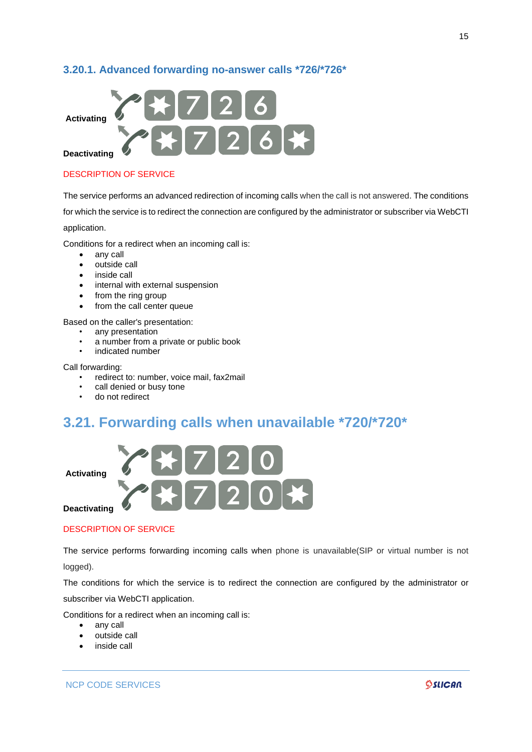### 3.20.1. Advanced forwarding no-answer calls *726/*726*

**Activating** *726

**Deactivating** *726*

DESCRIPTION OF SERVICE

The service performs an advanced redirection of incoming calls when the call is not answered. The conditions for which the service is to redirect the connection are configured by the administrator or subscriber via WebCTI application.

Conditions for a redirect when an incoming call is:

- any call
- outside call
- inside call
- internal with external suspension
- from the ring group
- from the call center queue

Based on the caller's presentation:

- any presentation
- a number from a private or public book
- indicated number

Call forwarding:

- redirect to: number, voice mail, fax2mail
- call denied or busy tone
- do not redirect

## 3.21. Forwarding calls when unavailable *720/*720*

**Activating** *720

**Deactivating** *720*

DESCRIPTION OF SERVICE

The service performs forwarding incoming calls when phone is unavailable(SIP or virtual number is not logged).

The conditions for which the service is to redirect the connection are configured by the administrator or subscriber via WebCTI application.

Conditions for a redirect when an incoming call is:

- any call
- outside call
- inside call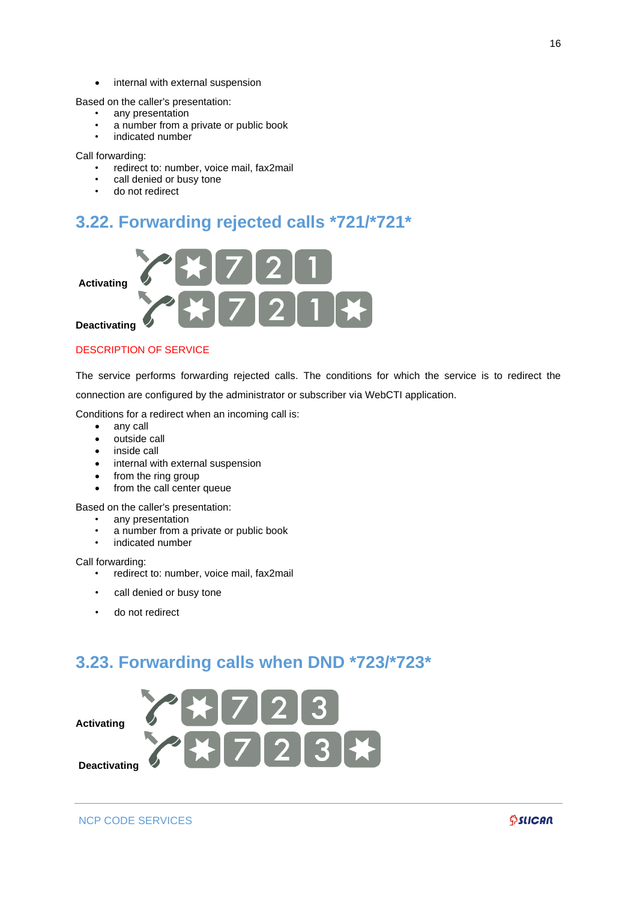- internal with external suspension

Based on the caller's presentation:

- any presentation
- a number from a private or public book
- indicated number

Call forwarding:

- redirect to: number, voice mail, fax2mail
- call denied or busy tone
- do not redirect

## 3.22. Forwarding rejected calls *721/*721*

**Activating** *721

**Deactivating** *721*

DESCRIPTION OF SERVICE

The service performs forwarding rejected calls. The conditions for which the service is to redirect the connection are configured by the administrator or subscriber via WebCTI application.

Conditions for a redirect when an incoming call is:

- any call
- outside call
- inside call
- internal with external suspension
- from the ring group
- from the call center queue

Based on the caller's presentation:

- any presentation
- a number from a private or public book
- indicated number

Call forwarding:

- redirect to: number, voice mail, fax2mail
- call denied or busy tone
- do not redirect

## 3.23. Forwarding calls when DND *723/*723*

**Activating** *723

**Deactivating** *723*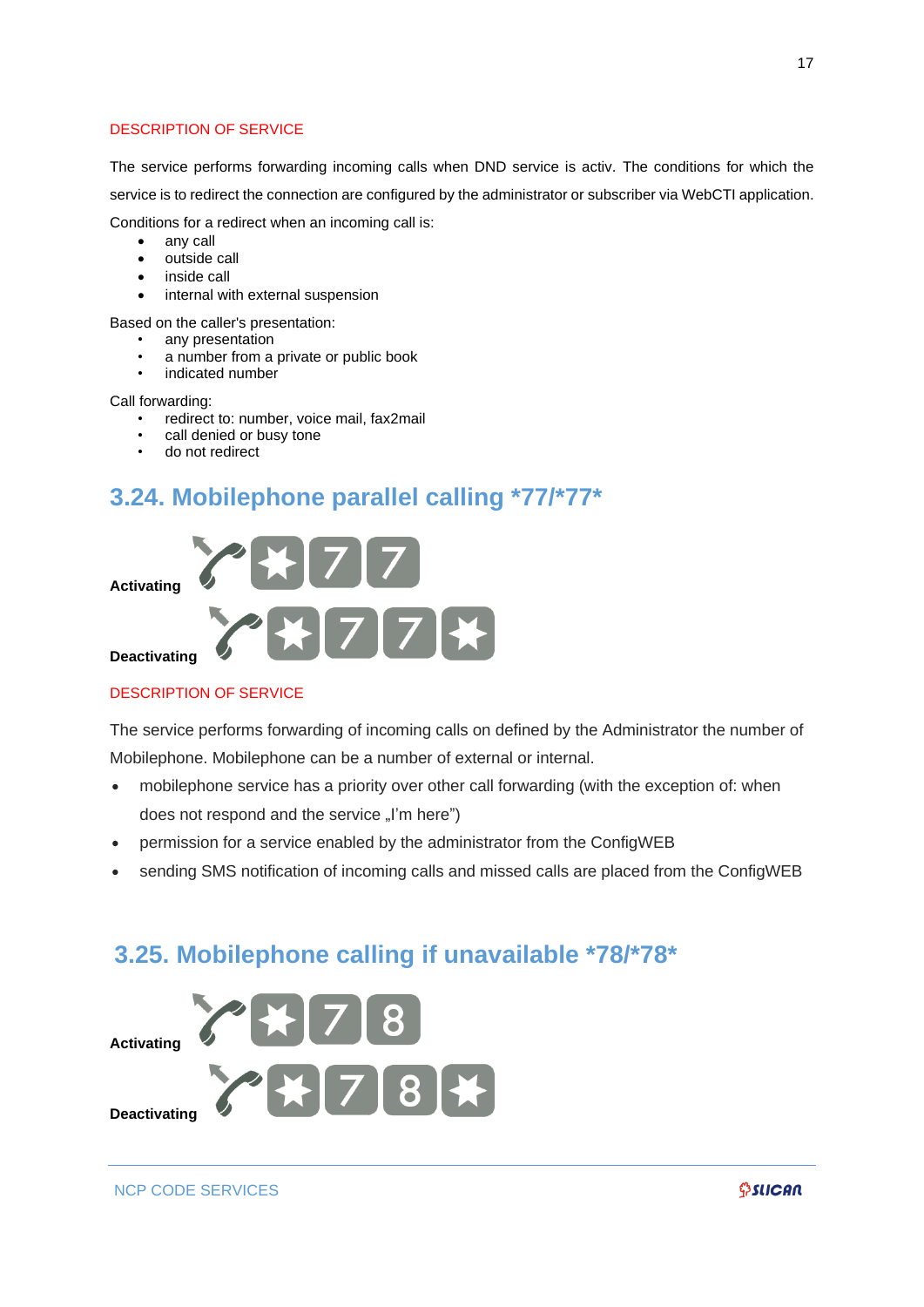DESCRIPTION OF SERVICE

The service performs forwarding incoming calls when DND service is activ. The conditions for which the service is to redirect the connection are configured by the administrator or subscriber via WebCTI application.

Conditions for a redirect when an incoming call is:

- any call
- outside call
- inside call
- internal with external suspension

Based on the caller's presentation:

- any presentation
- a number from a private or public book
- indicated number

Call forwarding:

- redirect to: number, voice mail, fax2mail
- call denied or busy tone
- do not redirect

## 3.24. Mobilephone parallel calling *77/*77*

**Activating** *77

**Deactivating** *77*

DESCRIPTION OF SERVICE

The service performs forwarding of incoming calls on defined by the Administrator the number of Mobilephone. Mobilephone can be a number of external or internal.

- mobilephone service has a priority over other call forwarding (with the exception of: when does not respond and the service „I'm here")
- permission for a service enabled by the administrator from the ConfigWEB
- sending SMS notification of incoming calls and missed calls are placed from the ConfigWEB

## 3.25. Mobilephone calling if unavailable *78/*78*

**Activating** *78

**Deactivating** *78*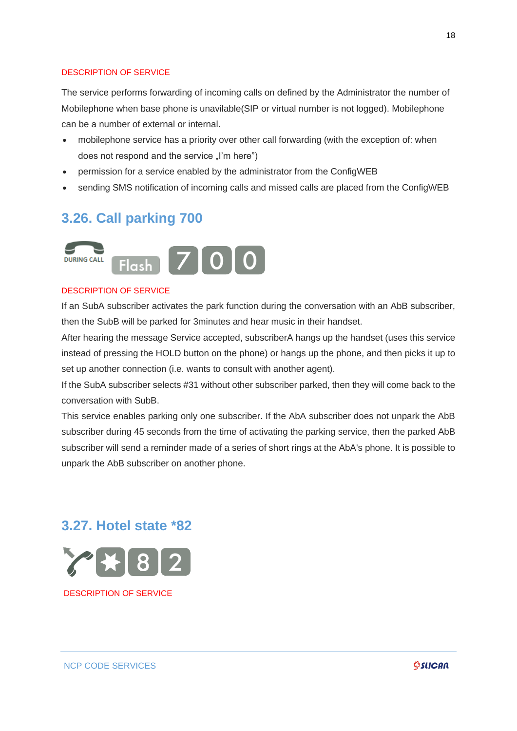DESCRIPTION OF SERVICE

The service performs forwarding of incoming calls on defined by the Administrator the number of Mobilephone when base phone is unavilable(SIP or virtual number is not logged). Mobilephone can be a number of external or internal.

- mobilephone service has a priority over other call forwarding (with the exception of: when does not respond and the service „I'm here")
- permission for a service enabled by the administrator from the ConfigWEB
- sending SMS notification of incoming calls and missed calls are placed from the ConfigWEB

## 3.26. Call parking 700

DURING CALL Flash 7 0 0

DESCRIPTION OF SERVICE

If an SubA subscriber activates the park function during the conversation with an AbB subscriber, then the SubB will be parked for 3minutes and hear music in their handset.

After hearing the message Service accepted, subscriberA hangs up the handset (uses this service instead of pressing the HOLD button on the phone) or hangs up the phone, and then picks it up to set up another connection (i.e. wants to consult with another agent).

If the SubA subscriber selects #31 without other subscriber parked, then they will come back to the conversation with SubB.

This service enables parking only one subscriber. If the AbA subscriber does not unpark the AbB subscriber during 45 seconds from the time of activating the parking service, then the parked AbB subscriber will send a reminder made of a series of short rings at the AbA's phone. It is possible to unpark the AbB subscriber on another phone.

## 3.27. Hotel state *82

* 8 2

DESCRIPTION OF SERVICE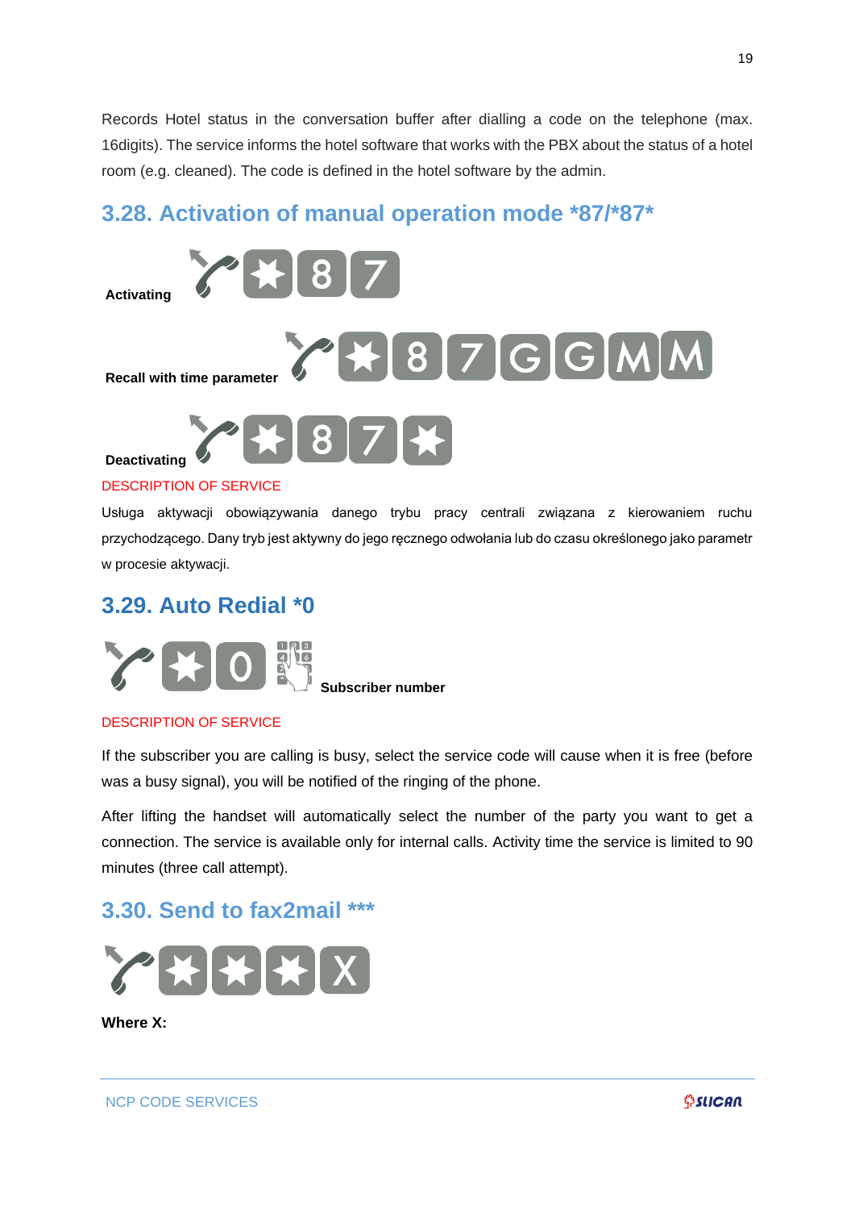Records Hotel status in the conversation buffer after dialling a code on the telephone (max. 16digits). The service informs the hotel software that works with the PBX about the status of a hotel room (e.g. cleaned). The code is defined in the hotel software by the admin.

## 3.28. Activation of manual operation mode *87/*87*

**Activating** *87

**Recall with time parameter** *87GGMM

**Deactivating** *87*

DESCRIPTION OF SERVICE

Usługa aktywacji obowiązywania danego trybu pracy centrali związana z kierowaniem ruchu przychodzącego. Dany tryb jest aktywny do jego ręcznego odwołania lub do czasu określonego jako parametr w procesie aktywacji.

## 3.29. Auto Redial *0

*0 **Subscriber number**

DESCRIPTION OF SERVICE

If the subscriber you are calling is busy, select the service code will cause when it is free (before was a busy signal), you will be notified of the ringing of the phone.

After lifting the handset will automatically select the number of the party you want to get a connection. The service is available only for internal calls. Activity time the service is limited to 90 minutes (three call attempt).

## 3.30. Send to fax2mail ***

***X

**Where X:**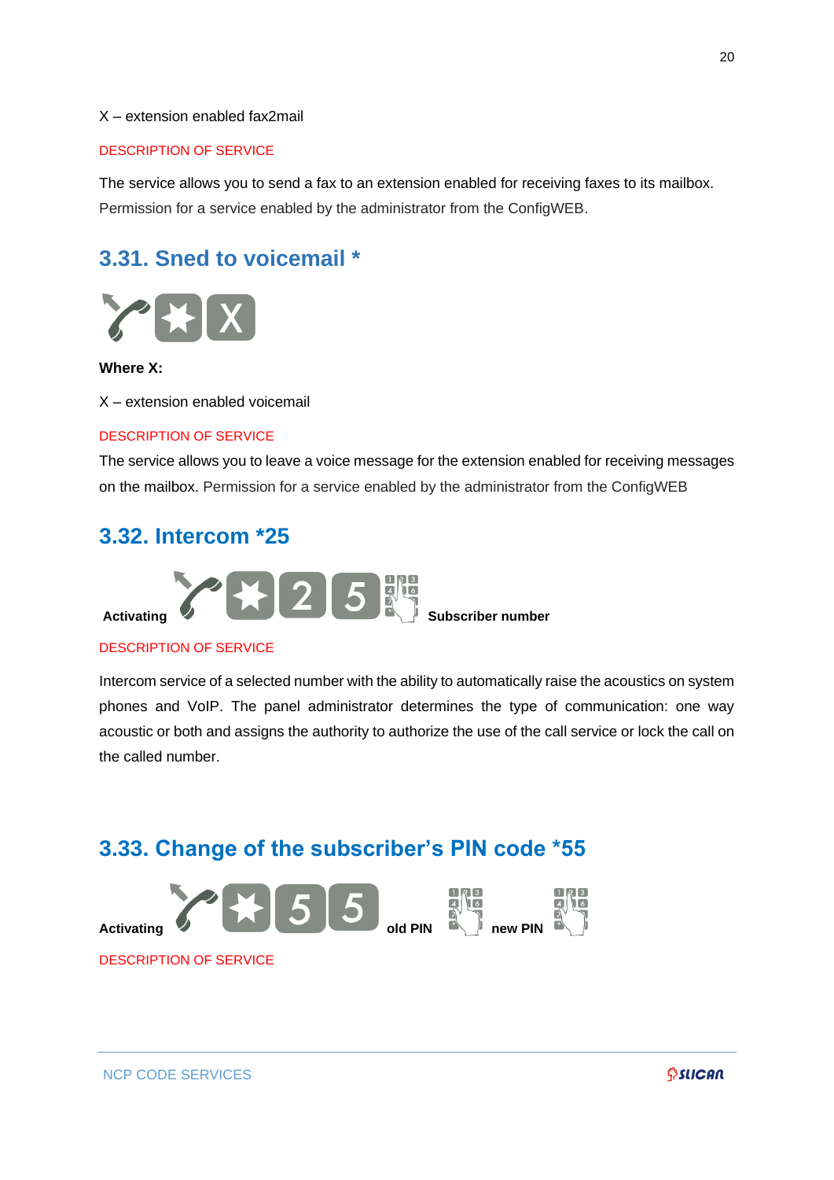X – extension enabled fax2mail

DESCRIPTION OF SERVICE

The service allows you to send a fax to an extension enabled for receiving faxes to its mailbox. Permission for a service enabled by the administrator from the ConfigWEB.

## 3.31. Sned to voicemail *

*X

**Where X:**

X – extension enabled voicemail

DESCRIPTION OF SERVICE

The service allows you to leave a voice message for the extension enabled for receiving messages on the mailbox. Permission for a service enabled by the administrator from the ConfigWEB

## 3.32. Intercom *25

**Activating** *25 **Subscriber number**

DESCRIPTION OF SERVICE

Intercom service of a selected number with the ability to automatically raise the acoustics on system phones and VoIP. The panel administrator determines the type of communication: one way acoustic or both and assigns the authority to authorize the use of the call service or lock the call on the called number.

## 3.33. Change of the subscriber's PIN code *55

**Activating** *55 **old PIN** **new PIN**

DESCRIPTION OF SERVICE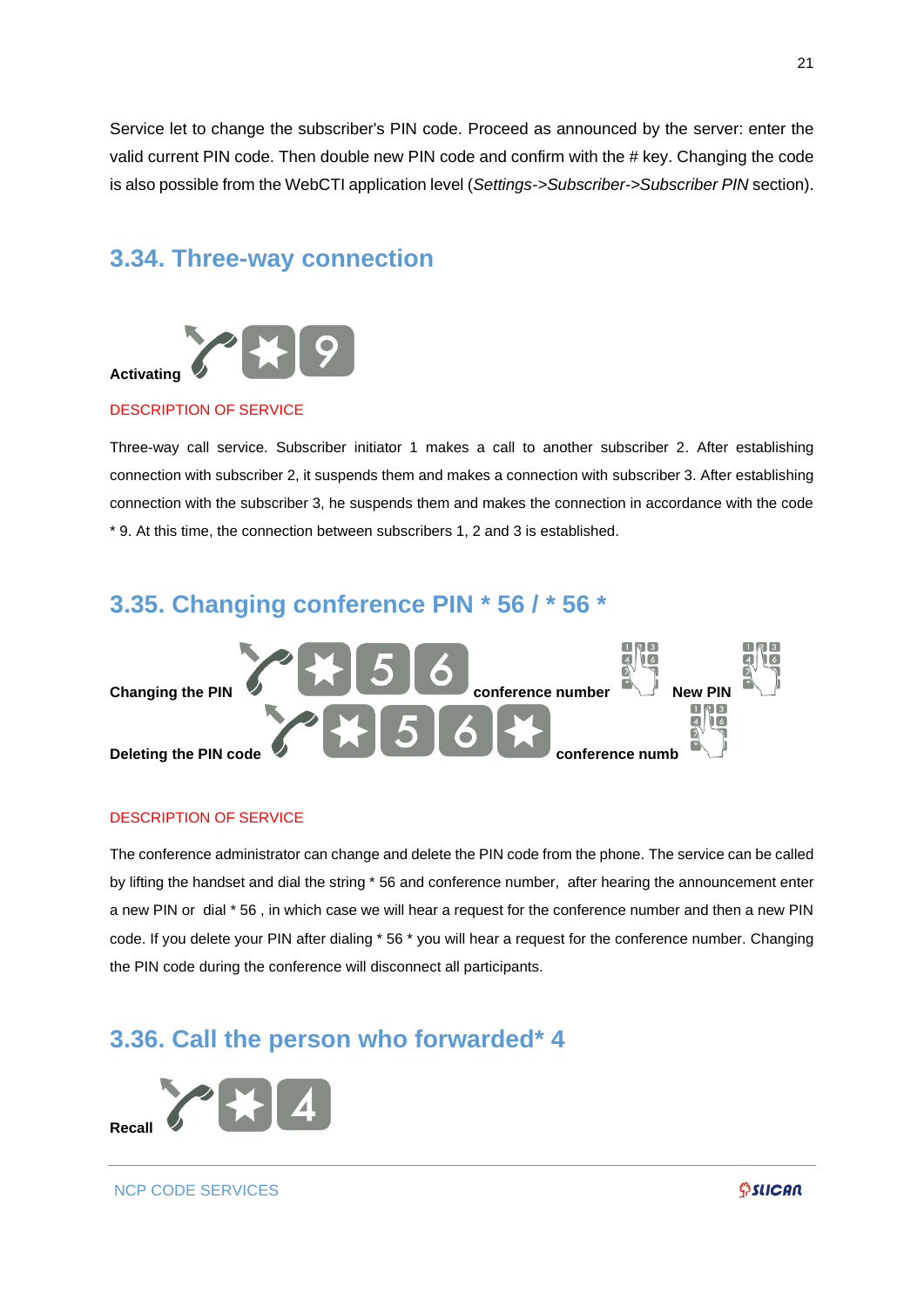Service let to change the subscriber's PIN code. Proceed as announced by the server: enter the valid current PIN code. Then double new PIN code and confirm with the # key. Changing the code is also possible from the WebCTI application level (*Settings->Subscriber->Subscriber PIN* section).

## 3.34. Three-way connection

**Activating** * 9

DESCRIPTION OF SERVICE

Three-way call service. Subscriber initiator 1 makes a call to another subscriber 2. After establishing connection with subscriber 2, it suspends them and makes a connection with subscriber 3. After establishing connection with the subscriber 3, he suspends them and makes the connection in accordance with the code * 9. At this time, the connection between subscribers 1, 2 and 3 is established.

## 3.35. Changing conference PIN * 56 / * 56 *

**Changing the PIN** * 5 6 **conference number** **New PIN**

**Deleting the PIN code** * 5 6 * **conference numb**

DESCRIPTION OF SERVICE

The conference administrator can change and delete the PIN code from the phone. The service can be called by lifting the handset and dial the string * 56 and conference number, after hearing the announcement enter a new PIN or dial * 56 , in which case we will hear a request for the conference number and then a new PIN code. If you delete your PIN after dialing * 56 * you will hear a request for the conference number. Changing the PIN code during the conference will disconnect all participants.

## 3.36. Call the person who forwarded* 4

**Recall** * 4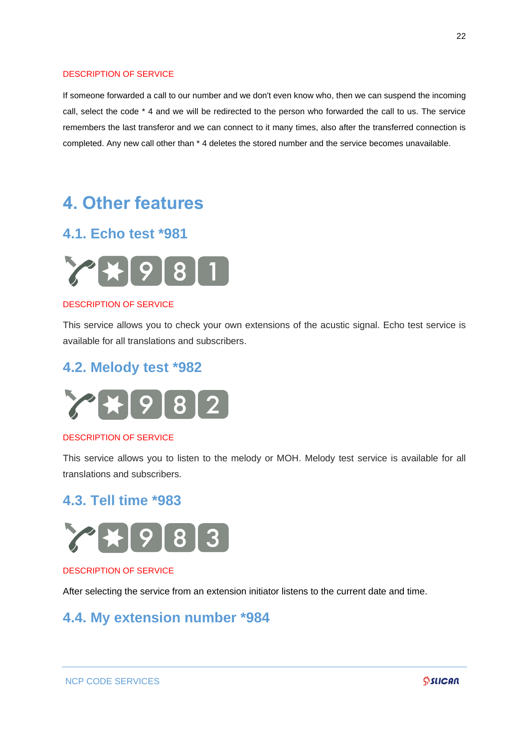DESCRIPTION OF SERVICE

If someone forwarded a call to our number and we don't even know who, then we can suspend the incoming call, select the code * 4 and we will be redirected to the person who forwarded the call to us. The service remembers the last transferor and we can connect to it many times, also after the transferred connection is completed. Any new call other than * 4 deletes the stored number and the service becomes unavailable.

# 4. Other features

## 4.1. Echo test *981

DESCRIPTION OF SERVICE

This service allows you to check your own extensions of the acustic signal. Echo test service is available for all translations and subscribers.

## 4.2. Melody test *982

DESCRIPTION OF SERVICE

This service allows you to listen to the melody or MOH. Melody test service is available for all translations and subscribers.

## 4.3. Tell time *983

DESCRIPTION OF SERVICE

After selecting the service from an extension initiator listens to the current date and time.

## 4.4. My extension number *984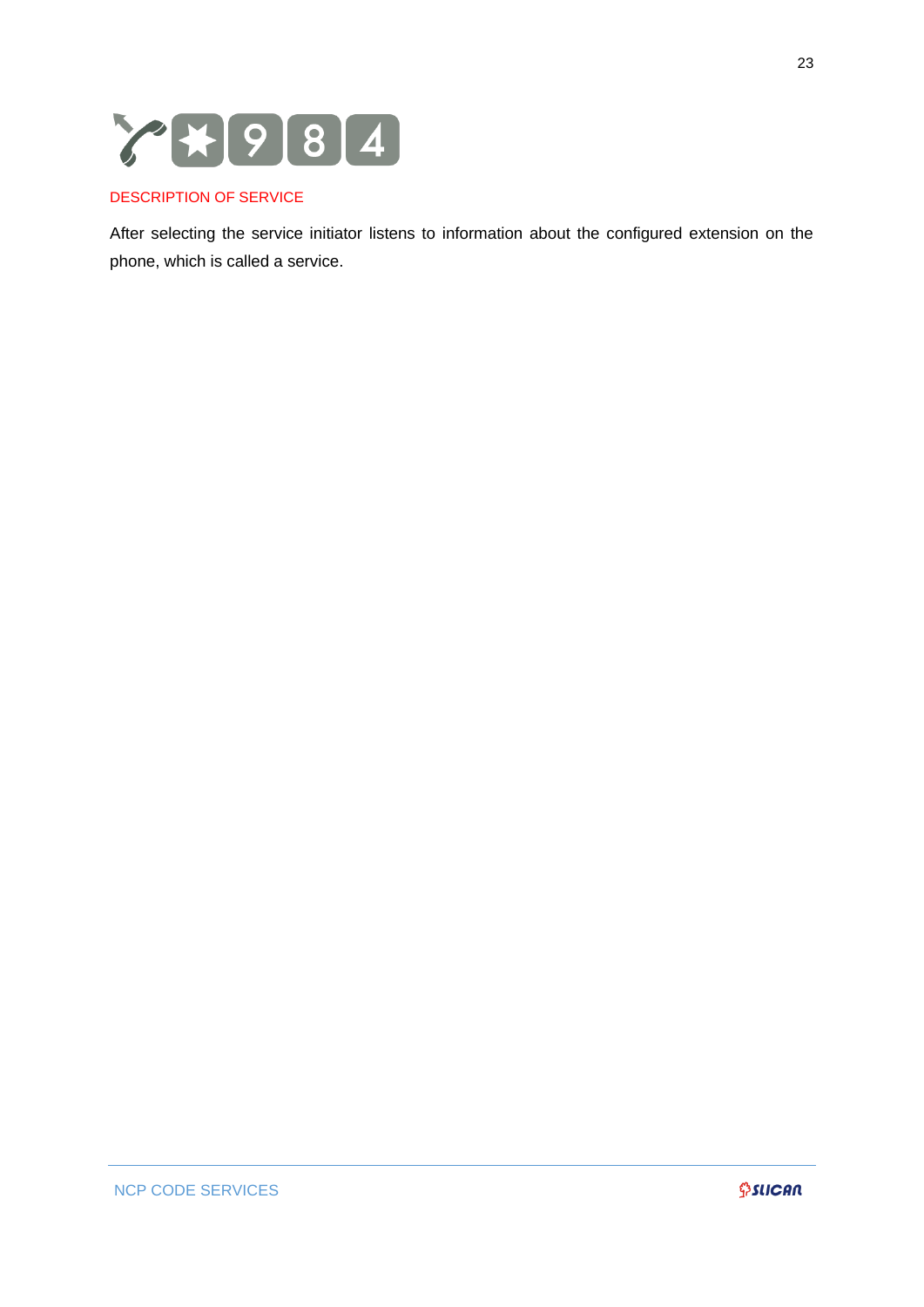## *984

DESCRIPTION OF SERVICE

After selecting the service initiator listens to information about the configured extension on the phone, which is called a service.